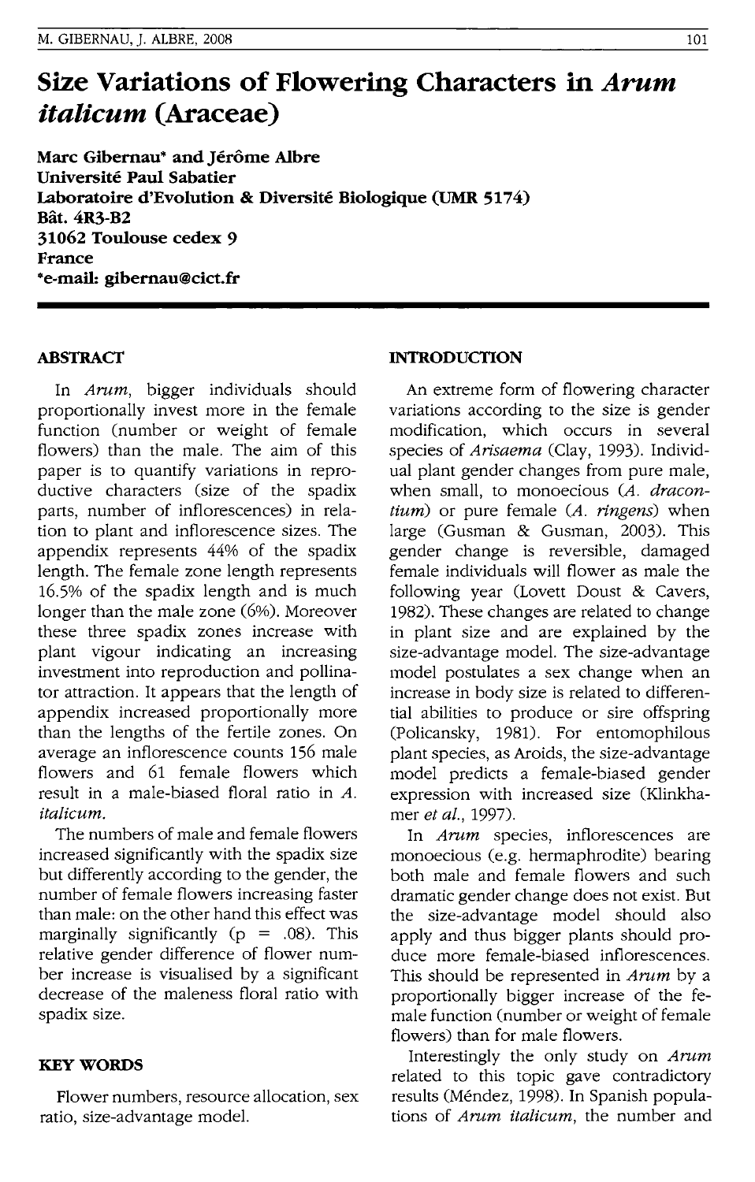# Size Variations of Flowering Characters in *Arum italicum* (Araceae)

**Marc Gibernau\* and Jérôme Albre**
**Université Paul Sabatier**
**Laboratoire d'Evolution & Diversité Biologique (UMR 5174)**
**Bât. 4R3-B2**
**31062 Toulouse cedex 9**
**France**
**\*e-mail: gibernau@cict.fr**

## ABSTRACT

In *Arum*, bigger individuals should proportionally invest more in the female function (number or weight of female flowers) than the male. The aim of this paper is to quantify variations in reproductive characters (size of the spadix parts, number of inflorescences) in relation to plant and inflorescence sizes. The appendix represents 44% of the spadix length. The female zone length represents 16.5% of the spadix length and is much longer than the male zone (6%). Moreover these three spadix zones increase with plant vigour indicating an increasing investment into reproduction and pollinator attraction. It appears that the length of appendix increased proportionally more than the lengths of the fertile zones. On average an inflorescence counts 156 male flowers and 61 female flowers which result in a male-biased floral ratio in *A. italicum*.

The numbers of male and female flowers increased significantly with the spadix size but differently according to the gender, the number of female flowers increasing faster than male: on the other hand this effect was marginally significantly ($p = .08$). This relative gender difference of flower number increase is visualised by a significant decrease of the maleness floral ratio with spadix size.

## KEY WORDS

Flower numbers, resource allocation, sex ratio, size-advantage model.

## INTRODUCTION

An extreme form of flowering character variations according to the size is gender modification, which occurs in several species of *Arisaema* (Clay, 1993). Individual plant gender changes from pure male, when small, to monoecious (*A. dracontium*) or pure female (*A. ringens*) when large (Gusman & Gusman, 2003). This gender change is reversible, damaged female individuals will flower as male the following year (Lovett Doust & Cavers, 1982). These changes are related to change in plant size and are explained by the size-advantage model. The size-advantage model postulates a sex change when an increase in body size is related to differential abilities to produce or sire offspring (Policansky, 1981). For entomophilous plant species, as Aroids, the size-advantage model predicts a female-biased gender expression with increased size (Klinkhamer *et al.*, 1997).

In *Arum* species, inflorescences are monoecious (e.g. hermaphrodite) bearing both male and female flowers and such dramatic gender change does not exist. But the size-advantage model should also apply and thus bigger plants should produce more female-biased inflorescences. This should be represented in *Arum* by a proportionally bigger increase of the female function (number or weight of female flowers) than for male flowers.

Interestingly the only study on *Arum* related to this topic gave contradictory results (Méndez, 1998). In Spanish populations of *Arum italicum*, the number and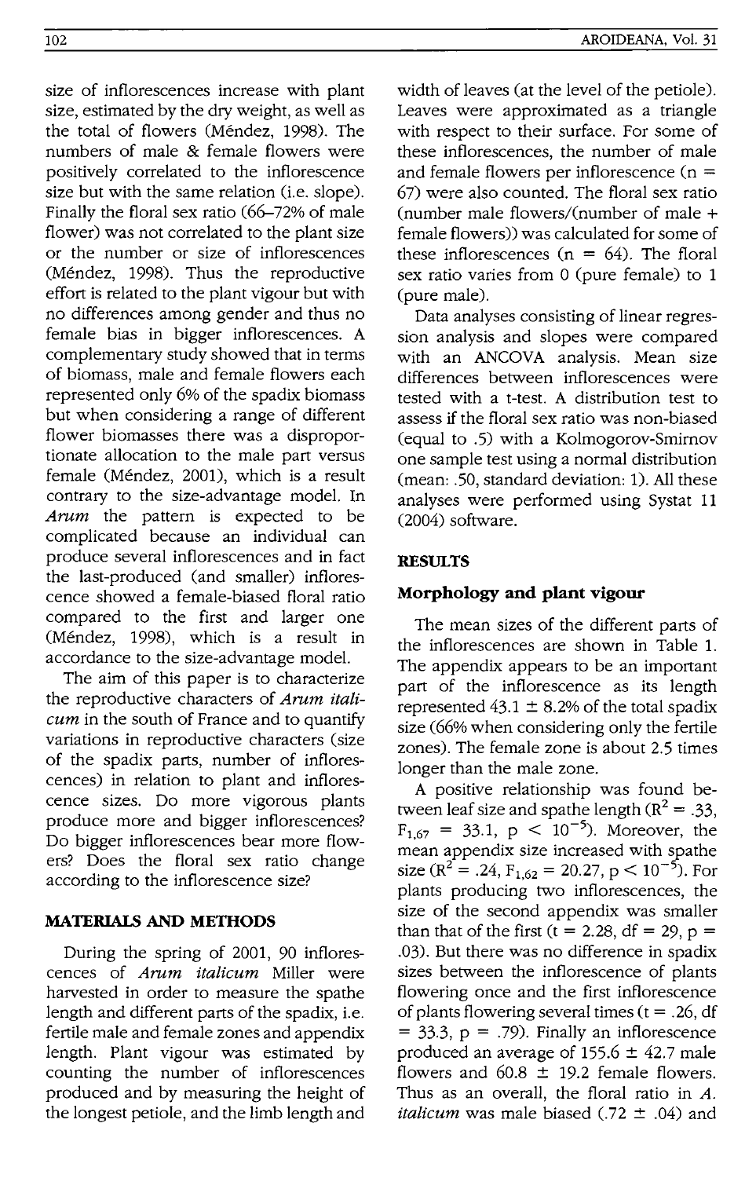size of inflorescences increase with plant size, estimated by the dry weight, as well as the total of flowers (Méndez, 1998). The numbers of male & female flowers were positively correlated to the inflorescence size but with the same relation (i.e. slope). Finally the floral sex ratio (66–72% of male flower) was not correlated to the plant size or the number or size of inflorescences (Méndez, 1998). Thus the reproductive effort is related to the plant vigour but with no differences among gender and thus no female bias in bigger inflorescences. A complementary study showed that in terms of biomass, male and female flowers each represented only 6% of the spadix biomass but when considering a range of different flower biomasses there was a disproportionate allocation to the male part versus female (Méndez, 2001), which is a result contrary to the size-advantage model. In *Arum* the pattern is expected to be complicated because an individual can produce several inflorescences and in fact the last-produced (and smaller) inflorescence showed a female-biased floral ratio compared to the first and larger one (Méndez, 1998), which is a result in accordance to the size-advantage model.

The aim of this paper is to characterize the reproductive characters of *Arum italicum* in the south of France and to quantify variations in reproductive characters (size of the spadix parts, number of inflorescences) in relation to plant and inflorescence sizes. Do more vigorous plants produce more and bigger inflorescences? Do bigger inflorescences bear more flowers? Does the floral sex ratio change according to the inflorescence size?

## MATERIALS AND METHODS

During the spring of 2001, 90 inflorescences of *Arum italicum* Miller were harvested in order to measure the spathe length and different parts of the spadix, i.e. fertile male and female zones and appendix length. Plant vigour was estimated by counting the number of inflorescences produced and by measuring the height of the longest petiole, and the limb length and width of leaves (at the level of the petiole). Leaves were approximated as a triangle with respect to their surface. For some of these inflorescences, the number of male and female flowers per inflorescence ($n = 67$) were also counted. The floral sex ratio (number male flowers/(number of male + female flowers)) was calculated for some of these inflorescences ($n = 64$). The floral sex ratio varies from 0 (pure female) to 1 (pure male).

Data analyses consisting of linear regression analysis and slopes were compared with an ANCOVA analysis. Mean size differences between inflorescences were tested with a t-test. A distribution test to assess if the floral sex ratio was non-biased (equal to .5) with a Kolmogorov-Smirnov one sample test using a normal distribution (mean: .50, standard deviation: 1). All these analyses were performed using Systat 11 (2004) software.

## RESULTS

### Morphology and plant vigour

The mean sizes of the different parts of the inflorescences are shown in Table 1. The appendix appears to be an important part of the inflorescence as its length represented 43.1 ± 8.2% of the total spadix size (66% when considering only the fertile zones). The female zone is about 2.5 times longer than the male zone.

A positive relationship was found between leaf size and spathe length ($R^2 = .33$, $F_{1,67} = 33.1$, $p < 10^{-5}$). Moreover, the mean appendix size increased with spathe size ($R^2 = .24$, $F_{1,62} = 20.27$, $p < 10^{-5}$). For plants producing two inflorescences, the size of the second appendix was smaller than that of the first ($t = 2.28$, $df = 29$, $p = .03$). But there was no difference in spadix sizes between the inflorescence of plants flowering once and the first inflorescence of plants flowering several times ($t = .26$, $df = 33.3$, $p = .79$). Finally an inflorescence produced an average of 155.6 ± 42.7 male flowers and 60.8 ± 19.2 female flowers. Thus as an overall, the floral ratio in *A. italicum* was male biased (.72 ± .04) and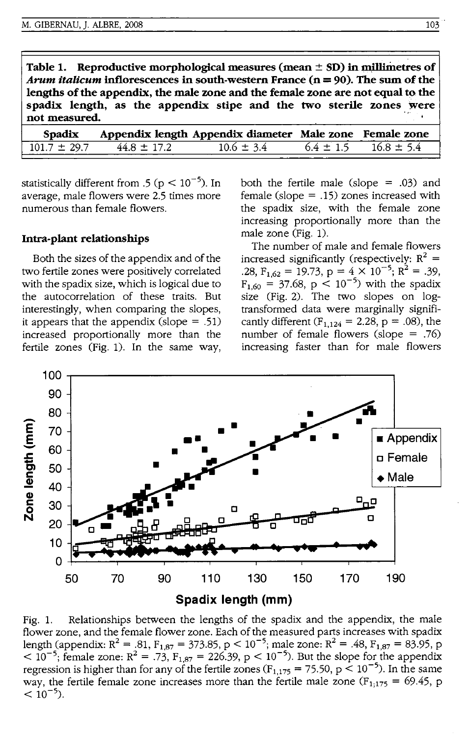**Table 1. Reproductive morphological measures (mean ± SD) in millimetres of *Arum italicum* inflorescences in south-western France (n = 90). The sum of the lengths of the appendix, the male zone and the female zone are not equal to the spadix length, as the appendix stipe and the two sterile zones were not measured.**

| Spadix | Appendix length | Appendix diameter | Male zone | Female zone |
|---|---|---|---|---|
| 101.7 ± 29.7 | 44.8 ± 17.2 | 10.6 ± 3.4 | 6.4 ± 1.5 | 16.8 ± 5.4 |

statistically different from .5 ($p < 10^{-5}$). In average, male flowers were 2.5 times more numerous than female flowers.

### Intra-plant relationships

Both the sizes of the appendix and of the two fertile zones were positively correlated with the spadix size, which is logical due to the autocorrelation of these traits. But interestingly, when comparing the slopes, it appears that the appendix (slope = .51) increased proportionally more than the fertile zones (Fig. 1). In the same way, both the fertile male (slope = .03) and female (slope = .15) zones increased with the spadix size, with the female zone increasing proportionally more than the male zone (Fig. 1).

The number of male and female flowers increased significantly (respectively: $R^2 = .28$, $F_{1,62} = 19.73$, $p = 4 \times 10^{-5}$; $R^2 = .39$, $F_{1,60} = 37.68$, $p < 10^{-5}$) with the spadix size (Fig. 2). The two slopes on log-transformed data were marginally significantly different ($F_{1,124} = 2.28$, $p = .08$), the number of female flowers (slope = .76) increasing faster than for male flowers

Fig. 1. Relationships between the lengths of the spadix and the appendix, the male flower zone, and the female flower zone. Each of the measured parts increases with spadix length (appendix: $R^2 = .81$, $F_{1,87} = 373.85$, $p < 10^{-5}$; male zone: $R^2 = .48$, $F_{1,87} = 83.95$, $p < 10^{-5}$; female zone: $R^2 = .73$, $F_{1,87} = 226.39$, $p < 10^{-5}$). But the slope for the appendix regression is higher than for any of the fertile zones ($F_{1,175} = 75.50$, $p < 10^{-5}$). In the same way, the fertile female zone increases more than the fertile male zone ($F_{1;175} = 69.45$, $p < 10^{-5}$).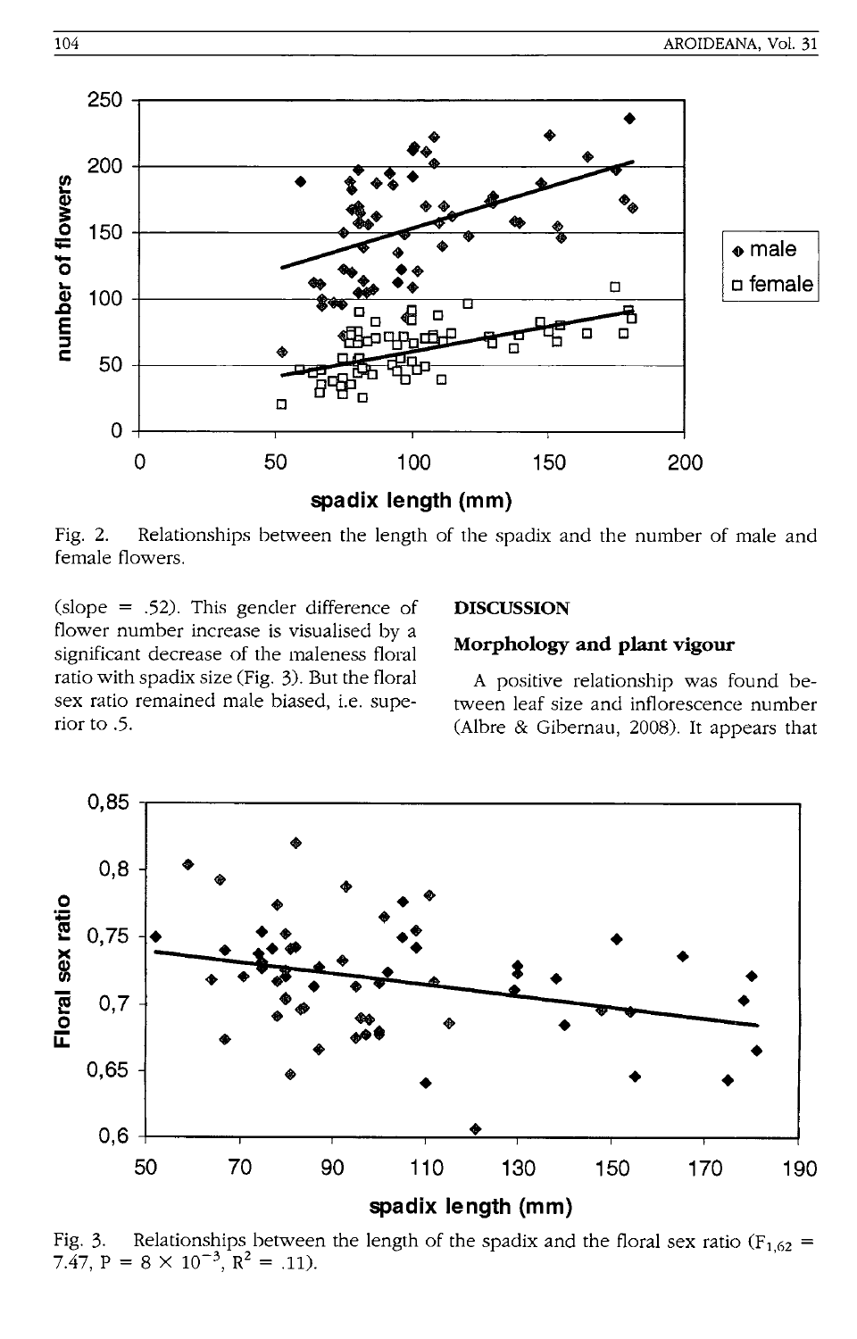Fig. 2. Relationships between the length of the spadix and the number of male and female flowers.

(slope = .52). This gender difference of flower number increase is visualised by a significant decrease of the maleness floral ratio with spadix size (Fig. 3). But the floral sex ratio remained male biased, i.e. superior to .5.

## DISCUSSION

### Morphology and plant vigour

A positive relationship was found between leaf size and inflorescence number (Albre & Gibernau, 2008). It appears that

Fig. 3. Relationships between the length of the spadix and the floral sex ratio ($F_{1,62}$ = 7.47, P = $8 \times 10^{-3}$, $R^2$ = .11).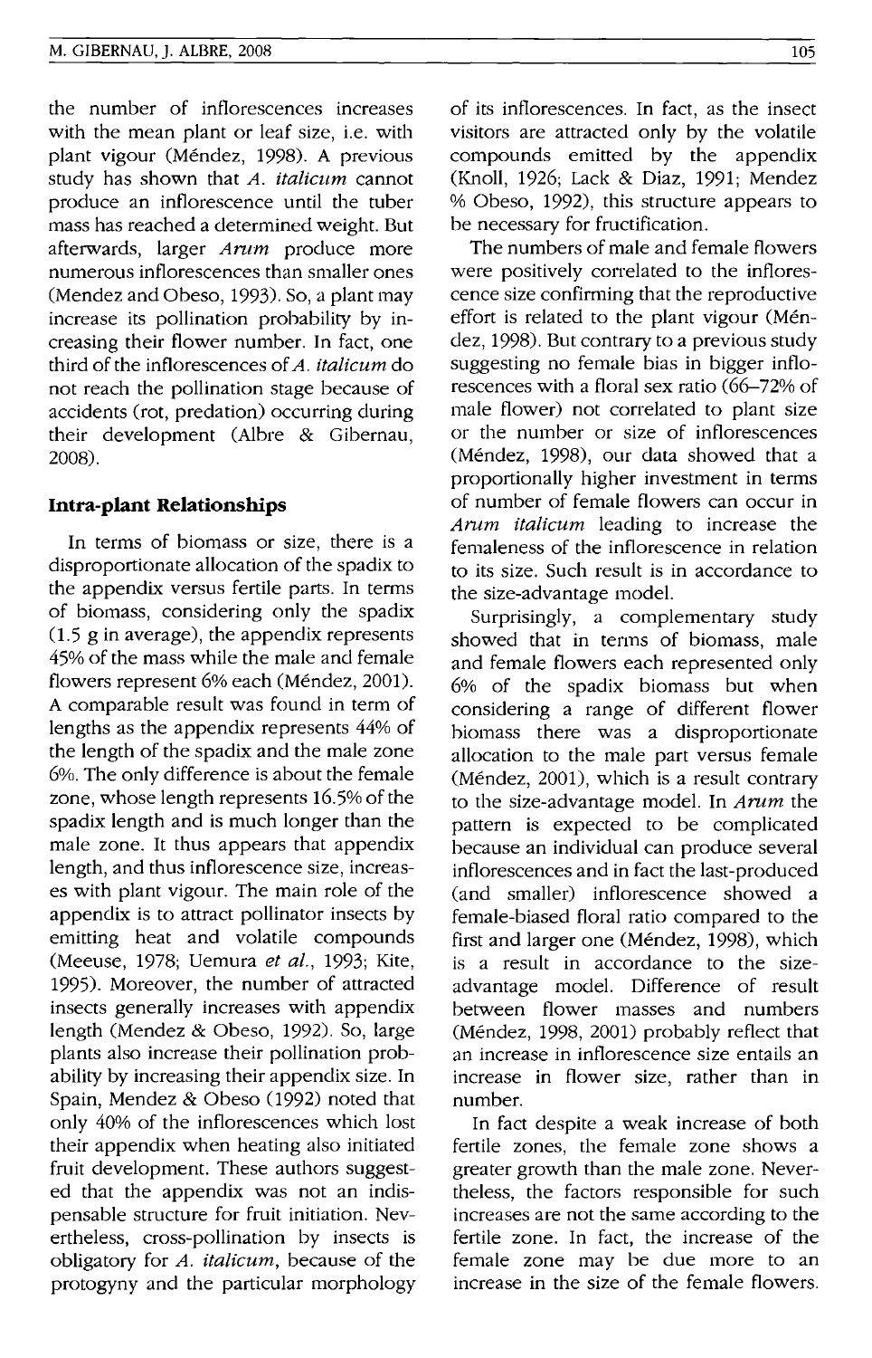the number of inflorescences increases with the mean plant or leaf size, i.e. with plant vigour (Méndez, 1998). A previous study has shown that *A. italicum* cannot produce an inflorescence until the tuber mass has reached a determined weight. But afterwards, larger *Arum* produce more numerous inflorescences than smaller ones (Mendez and Obeso, 1993). So, a plant may increase its pollination probability by increasing their flower number. In fact, one third of the inflorescences of *A. italicum* do not reach the pollination stage because of accidents (rot, predation) occurring during their development (Albre & Gibernau, 2008).

### Intra-plant Relationships

In terms of biomass or size, there is a disproportionate allocation of the spadix to the appendix versus fertile parts. In terms of biomass, considering only the spadix (1.5 g in average), the appendix represents 45% of the mass while the male and female flowers represent 6% each (Méndez, 2001). A comparable result was found in term of lengths as the appendix represents 44% of the length of the spadix and the male zone 6%. The only difference is about the female zone, whose length represents 16.5% of the spadix length and is much longer than the male zone. It thus appears that appendix length, and thus inflorescence size, increases with plant vigour. The main role of the appendix is to attract pollinator insects by emitting heat and volatile compounds (Meeuse, 1978; Uemura *et al.*, 1993; Kite, 1995). Moreover, the number of attracted insects generally increases with appendix length (Mendez & Obeso, 1992). So, large plants also increase their pollination probability by increasing their appendix size. In Spain, Mendez & Obeso (1992) noted that only 40% of the inflorescences which lost their appendix when heating also initiated fruit development. These authors suggested that the appendix was not an indispensable structure for fruit initiation. Nevertheless, cross-pollination by insects is obligatory for *A. italicum*, because of the protogyny and the particular morphology of its inflorescences. In fact, as the insect visitors are attracted only by the volatile compounds emitted by the appendix (Knoll, 1926; Lack & Diaz, 1991; Mendez % Obeso, 1992), this structure appears to be necessary for fructification.

The numbers of male and female flowers were positively correlated to the inflorescence size confirming that the reproductive effort is related to the plant vigour (Méndez, 1998). But contrary to a previous study suggesting no female bias in bigger inflorescences with a floral sex ratio (66–72% of male flower) not correlated to plant size or the number or size of inflorescences (Méndez, 1998), our data showed that a proportionally higher investment in terms of number of female flowers can occur in *Arum italicum* leading to increase the femaleness of the inflorescence in relation to its size. Such result is in accordance to the size-advantage model.

Surprisingly, a complementary study showed that in terms of biomass, male and female flowers each represented only 6% of the spadix biomass but when considering a range of different flower biomass there was a disproportionate allocation to the male part versus female (Méndez, 2001), which is a result contrary to the size-advantage model. In *Arum* the pattern is expected to be complicated because an individual can produce several inflorescences and in fact the last-produced (and smaller) inflorescence showed a female-biased floral ratio compared to the first and larger one (Méndez, 1998), which is a result in accordance to the size-advantage model. Difference of result between flower masses and numbers (Méndez, 1998, 2001) probably reflect that an increase in inflorescence size entails an increase in flower size, rather than in number.

In fact despite a weak increase of both fertile zones, the female zone shows a greater growth than the male zone. Nevertheless, the factors responsible for such increases are not the same according to the fertile zone. In fact, the increase of the female zone may be due more to an increase in the size of the female flowers.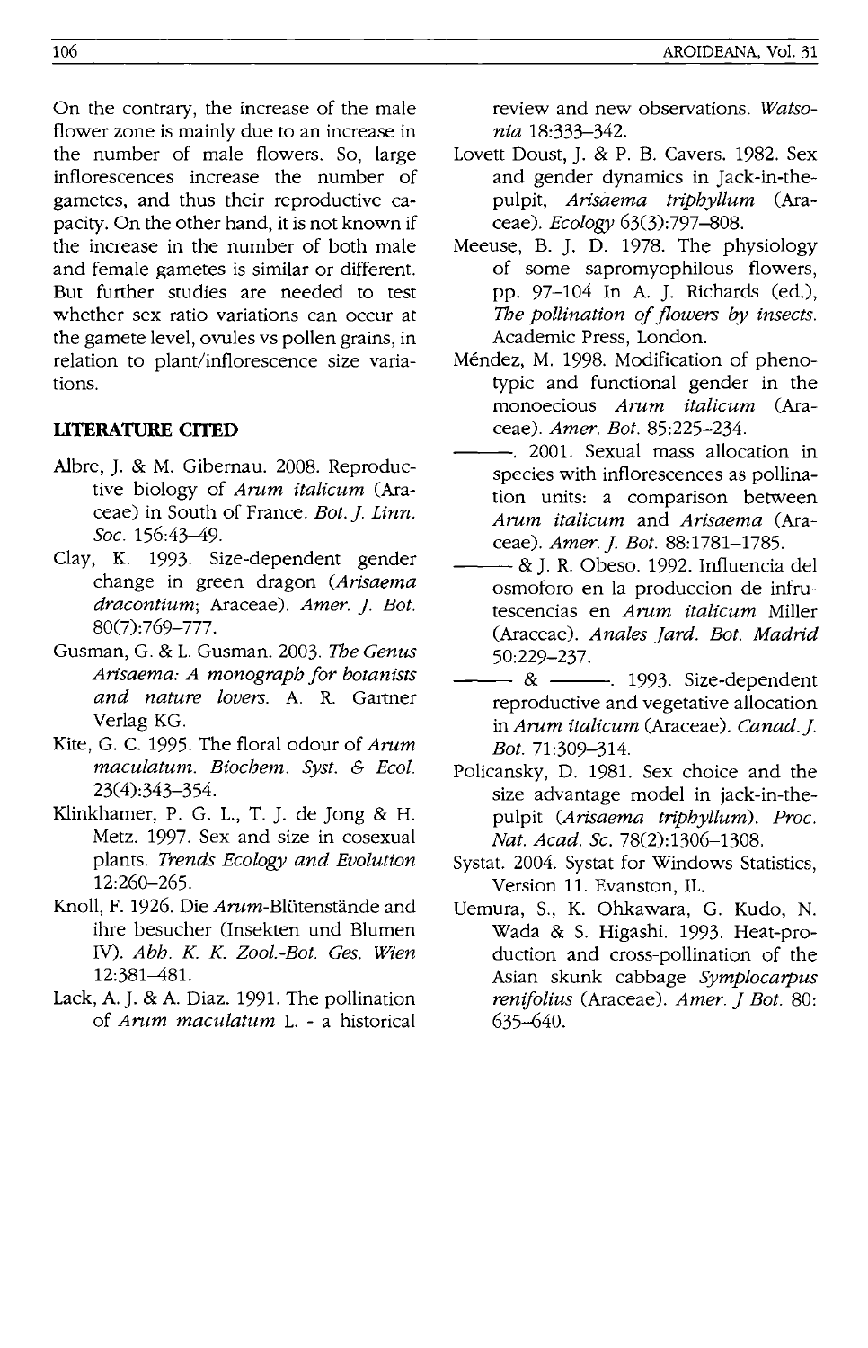On the contrary, the increase of the male flower zone is mainly due to an increase in the number of male flowers. So, large inflorescences increase the number of gametes, and thus their reproductive capacity. On the other hand, it is not known if the increase in the number of both male and female gametes is similar or different. But further studies are needed to test whether sex ratio variations can occur at the gamete level, ovules vs pollen grains, in relation to plant/inflorescence size variations.

## LITERATURE CITED

Albre, J. & M. Gibernau. 2008. Reproductive biology of *Arum italicum* (Araceae) in South of France. *Bot. J. Linn. Soc.* 156:43–49.

Clay, K. 1993. Size-dependent gender change in green dragon (*Arisaema dracontium*; Araceae). *Amer. J. Bot.* 80(7):769–777.

Gusman, G. & L. Gusman. 2003. *The Genus Arisaema: A monograph for botanists and nature lovers.* A. R. Gartner Verlag KG.

Kite, G. C. 1995. The floral odour of *Arum maculatum*. *Biochem. Syst. & Ecol.* 23(4):343–354.

Klinkhamer, P. G. L., T. J. de Jong & H. Metz. 1997. Sex and size in cosexual plants. *Trends Ecology and Evolution* 12:260–265.

Knoll, F. 1926. Die *Arum*-Blütenstände and ihre besucher (Insekten und Blumen IV). *Abh. K. K. Zool.-Bot. Ges. Wien* 12:381–481.

Lack, A. J. & A. Diaz. 1991. The pollination of *Arum maculatum* L. - a historical review and new observations. *Watsonia* 18:333–342.

Lovett Doust, J. & P. B. Cavers. 1982. Sex and gender dynamics in Jack-in-the-pulpit, *Arisaema triphyllum* (Araceae). *Ecology* 63(3):797–808.

Meeuse, B. J. D. 1978. The physiology of some sapromyophilous flowers, pp. 97–104 In A. J. Richards (ed.), *The pollination of flowers by insects.* Academic Press, London.

Méndez, M. 1998. Modification of phenotypic and functional gender in the monoecious *Arum italicum* (Araceae). *Amer. Bot.* 85:225–234.

———. 2001. Sexual mass allocation in species with inflorescences as pollination units: a comparison between *Arum italicum* and *Arisaema* (Araceae). *Amer. J. Bot.* 88:1781–1785.

——— & J. R. Obeso. 1992. Influencia del osmoforo en la produccion de infrutescencias en *Arum italicum* Miller (Araceae). *Anales Jard. Bot. Madrid* 50:229–237.

——— & ———. 1993. Size-dependent reproductive and vegetative allocation in *Arum italicum* (Araceae). *Canad. J. Bot.* 71:309–314.

Policansky, D. 1981. Sex choice and the size advantage model in jack-in-the-pulpit (*Arisaema triphyllum*). *Proc. Nat. Acad. Sc.* 78(2):1306–1308.

Systat. 2004. Systat for Windows Statistics, Version 11. Evanston, IL.

Uemura, S., K. Ohkawara, G. Kudo, N. Wada & S. Higashi. 1993. Heat-production and cross-pollination of the Asian skunk cabbage *Symplocarpus renifolius* (Araceae). *Amer. J Bot.* 80: 635–640.